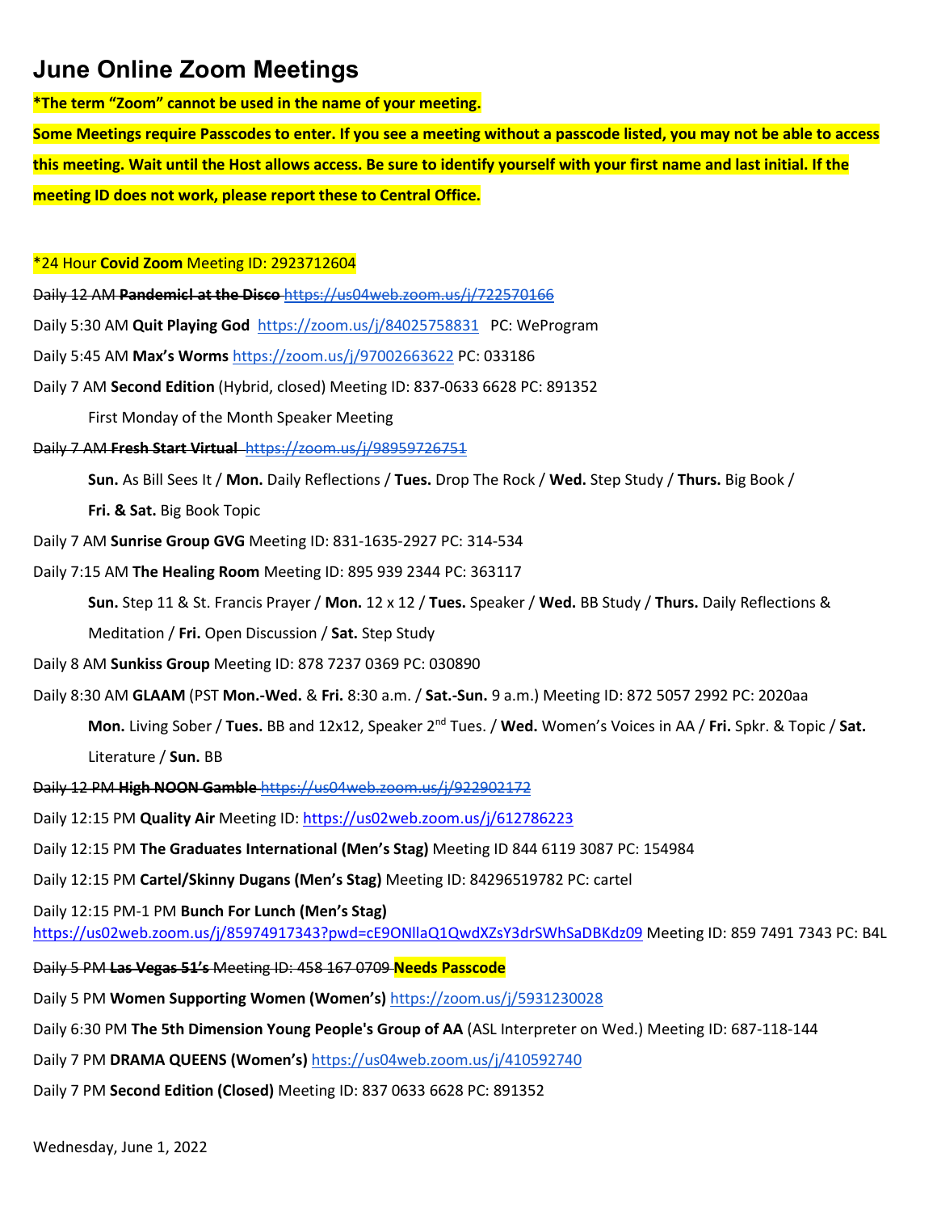# June Online Zoom Meetings

**\*The term "Zoom" cannot be used in the name of your meeting.**

**Some Meetings require Passcodes to enter. If you see a meeting without a passcode listed, you may not be able to access this meeting. Wait until the Host allows access. Be sure to identify yourself with your first name and last initial. If the meeting ID does not work, please report these to Central Office.**

*24 Hour **Covid Zoom** Meeting ID: 2923712604

~~Daily 12 AM **Pandemic! at the Disco** https://us04web.zoom.us/j/722570166~~

Daily 5:30 AM **Quit Playing God** https://zoom.us/j/84025758831 PC: WeProgram

Daily 5:45 AM **Max's Worms** https://zoom.us/j/97002663622 PC: 033186

Daily 7 AM **Second Edition** (Hybrid, closed) Meeting ID: 837-0633 6628 PC: 891352

First Monday of the Month Speaker Meeting

~~Daily 7 AM **Fresh Start Virtual** https://zoom.us/j/98959726751~~

**Sun.** As Bill Sees It / **Mon.** Daily Reflections / **Tues.** Drop The Rock / **Wed.** Step Study / **Thurs.** Big Book / **Fri. & Sat.** Big Book Topic

Daily 7 AM **Sunrise Group GVG** Meeting ID: 831-1635-2927 PC: 314-534

Daily 7:15 AM **The Healing Room** Meeting ID: 895 939 2344 PC: 363117

**Sun.** Step 11 & St. Francis Prayer / **Mon.** 12 x 12 / **Tues.** Speaker / **Wed.** BB Study / **Thurs.** Daily Reflections & Meditation / **Fri.** Open Discussion / **Sat.** Step Study

Daily 8 AM **Sunkiss Group** Meeting ID: 878 7237 0369 PC: 030890

Daily 8:30 AM **GLAAM** (PST **Mon.-Wed.** & **Fri.** 8:30 a.m. / **Sat.-Sun.** 9 a.m.) Meeting ID: 872 5057 2992 PC: 2020aa

**Mon.** Living Sober / **Tues.** BB and 12x12, Speaker 2nd Tues. / **Wed.** Women's Voices in AA / **Fri.** Spkr. & Topic / **Sat.** Literature / **Sun.** BB

~~Daily 12 PM **High NOON Gamble** https://us04web.zoom.us/j/922902172~~

Daily 12:15 PM **Quality Air** Meeting ID: https://us02web.zoom.us/j/612786223

Daily 12:15 PM **The Graduates International (Men's Stag)** Meeting ID 844 6119 3087 PC: 154984

Daily 12:15 PM **Cartel/Skinny Dugans (Men's Stag)** Meeting ID: 84296519782 PC: cartel

Daily 12:15 PM-1 PM **Bunch For Lunch (Men's Stag)** https://us02web.zoom.us/j/85974917343?pwd=cE9ONllaQ1QwdXZsY3drSWhSaDBKdz09 Meeting ID: 859 7491 7343 PC: B4L

~~Daily 5 PM **Las Vegas 51's** Meeting ID: 458 167 0709~~ **Needs Passcode**

Daily 5 PM **Women Supporting Women (Women's)** https://zoom.us/j/5931230028

Daily 6:30 PM **The 5th Dimension Young People's Group of AA** (ASL Interpreter on Wed.) Meeting ID: 687-118-144

Daily 7 PM **DRAMA QUEENS (Women's)** https://us04web.zoom.us/j/410592740

Daily 7 PM **Second Edition (Closed)** Meeting ID: 837 0633 6628 PC: 891352

Wednesday, June 1, 2022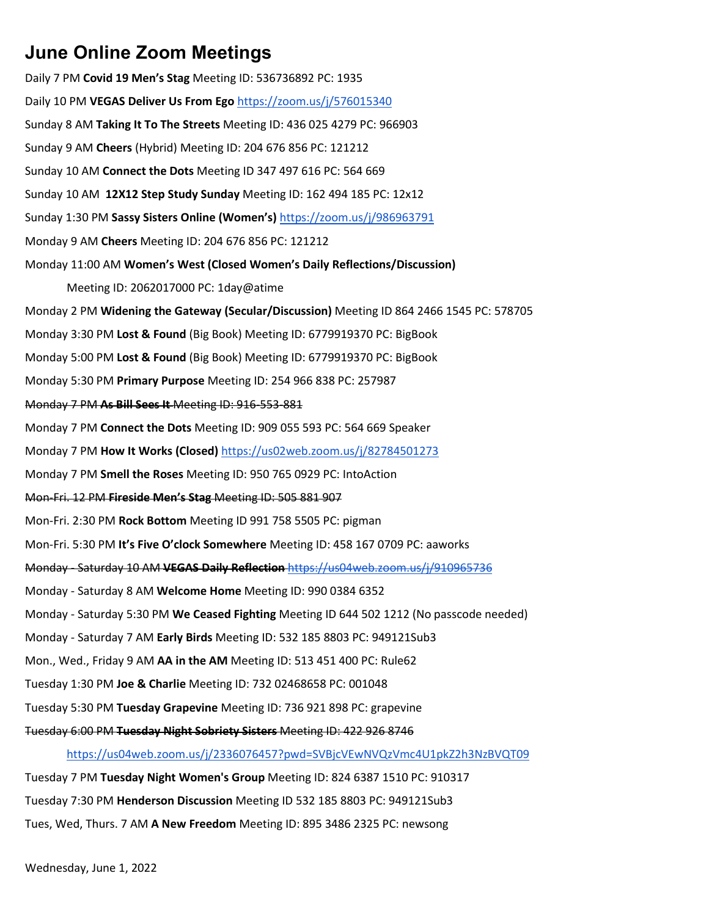# June Online Zoom Meetings

Daily 7 PM **Covid 19 Men's Stag** Meeting ID: 536736892 PC: 1935

Daily 10 PM **VEGAS Deliver Us From Ego** https://zoom.us/j/576015340

Sunday 8 AM **Taking It To The Streets** Meeting ID: 436 025 4279 PC: 966903

Sunday 9 AM **Cheers** (Hybrid) Meeting ID: 204 676 856 PC: 121212

Sunday 10 AM **Connect the Dots** Meeting ID 347 497 616 PC: 564 669

Sunday 10 AM **12X12 Step Study Sunday** Meeting ID: 162 494 185 PC: 12x12

Sunday 1:30 PM **Sassy Sisters Online (Women's)** https://zoom.us/j/986963791

Monday 9 AM **Cheers** Meeting ID: 204 676 856 PC: 121212

Monday 11:00 AM **Women's West (Closed Women's Daily Reflections/Discussion)**

Meeting ID: 2062017000 PC: 1day@atime

Monday 2 PM **Widening the Gateway (Secular/Discussion)** Meeting ID 864 2466 1545 PC: 578705

Monday 3:30 PM **Lost & Found** (Big Book) Meeting ID: 6779919370 PC: BigBook

Monday 5:00 PM **Lost & Found** (Big Book) Meeting ID: 6779919370 PC: BigBook

Monday 5:30 PM **Primary Purpose** Meeting ID: 254 966 838 PC: 257987

~~Monday 7 PM **As Bill Sees It** Meeting ID: 916-553-881~~

Monday 7 PM **Connect the Dots** Meeting ID: 909 055 593 PC: 564 669 Speaker

Monday 7 PM **How It Works (Closed)** https://us02web.zoom.us/j/82784501273

Monday 7 PM **Smell the Roses** Meeting ID: 950 765 0929 PC: IntoAction

~~Mon-Fri. 12 PM **Fireside Men's Stag** Meeting ID: 505 881 907~~

Mon-Fri. 2:30 PM **Rock Bottom** Meeting ID 991 758 5505 PC: pigman

Mon-Fri. 5:30 PM **It's Five O'clock Somewhere** Meeting ID: 458 167 0709 PC: aaworks

~~Monday - Saturday 10 AM **VEGAS Daily Reflection** https://us04web.zoom.us/j/910965736~~

Monday - Saturday 8 AM **Welcome Home** Meeting ID: 990 0384 6352

Monday - Saturday 5:30 PM **We Ceased Fighting** Meeting ID 644 502 1212 (No passcode needed)

Monday - Saturday 7 AM **Early Birds** Meeting ID: 532 185 8803 PC: 949121Sub3

Mon., Wed., Friday 9 AM **AA in the AM** Meeting ID: 513 451 400 PC: Rule62

Tuesday 1:30 PM **Joe & Charlie** Meeting ID: 732 02468658 PC: 001048

Tuesday 5:30 PM **Tuesday Grapevine** Meeting ID: 736 921 898 PC: grapevine

~~Tuesday 6:00 PM **Tuesday Night Sobriety Sisters** Meeting ID: 422 926 8746~~

https://us04web.zoom.us/j/2336076457?pwd=SVBjcVEwNVQzVmc4U1pkZ2h3NzBVQT09

Tuesday 7 PM **Tuesday Night Women's Group** Meeting ID: 824 6387 1510 PC: 910317

Tuesday 7:30 PM **Henderson Discussion** Meeting ID 532 185 8803 PC: 949121Sub3

Tues, Wed, Thurs. 7 AM **A New Freedom** Meeting ID: 895 3486 2325 PC: newsong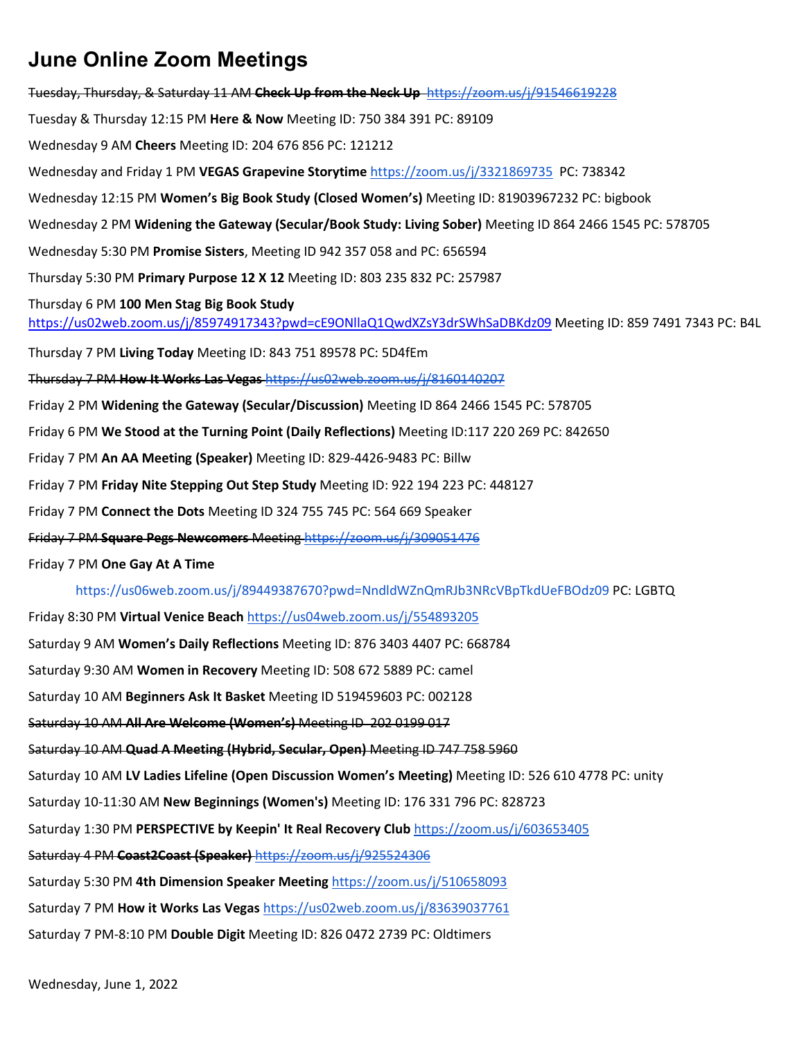# June Online Zoom Meetings

~~Tuesday, Thursday, & Saturday 11 AM **Check Up from the Neck Up** https://zoom.us/j/91546619228~~

Tuesday & Thursday 12:15 PM **Here & Now** Meeting ID: 750 384 391 PC: 89109

Wednesday 9 AM **Cheers** Meeting ID: 204 676 856 PC: 121212

Wednesday and Friday 1 PM **VEGAS Grapevine Storytime** https://zoom.us/j/3321869735 PC: 738342

Wednesday 12:15 PM **Women's Big Book Study (Closed Women's)** Meeting ID: 81903967232 PC: bigbook

Wednesday 2 PM **Widening the Gateway (Secular/Book Study: Living Sober)** Meeting ID 864 2466 1545 PC: 578705

Wednesday 5:30 PM **Promise Sisters**, Meeting ID 942 357 058 and PC: 656594

Thursday 5:30 PM **Primary Purpose 12 X 12** Meeting ID: 803 235 832 PC: 257987

Thursday 6 PM **100 Men Stag Big Book Study**
https://us02web.zoom.us/j/85974917343?pwd=cE9ONllaQ1QwdXZsY3drSWhSaDBKdz09 Meeting ID: 859 7491 7343 PC: B4L

Thursday 7 PM **Living Today** Meeting ID: 843 751 89578 PC: 5D4fEm

~~Thursday 7 PM **How It Works Las Vegas** https://us02web.zoom.us/j/8160140207~~

Friday 2 PM **Widening the Gateway (Secular/Discussion)** Meeting ID 864 2466 1545 PC: 578705

Friday 6 PM **We Stood at the Turning Point (Daily Reflections)** Meeting ID:117 220 269 PC: 842650

Friday 7 PM **An AA Meeting (Speaker)** Meeting ID: 829-4426-9483 PC: Billw

Friday 7 PM **Friday Nite Stepping Out Step Study** Meeting ID: 922 194 223 PC: 448127

Friday 7 PM **Connect the Dots** Meeting ID 324 755 745 PC: 564 669 Speaker

~~Friday 7 PM **Square Pegs Newcomers** Meeting https://zoom.us/j/309051476~~

Friday 7 PM **One Gay At A Time**

https://us06web.zoom.us/j/89449387670?pwd=NndldWZnQmRJb3NRcVBpTkdUeFBOdz09 PC: LGBTQ

Friday 8:30 PM **Virtual Venice Beach** https://us04web.zoom.us/j/554893205

Saturday 9 AM **Women's Daily Reflections** Meeting ID: 876 3403 4407 PC: 668784

Saturday 9:30 AM **Women in Recovery** Meeting ID: 508 672 5889 PC: camel

Saturday 10 AM **Beginners Ask It Basket** Meeting ID 519459603 PC: 002128

~~Saturday 10 AM **All Are Welcome (Women's)** Meeting ID 202 0199 017~~

~~Saturday 10 AM **Quad A Meeting (Hybrid, Secular, Open)** Meeting ID 747 758 5960~~

Saturday 10 AM **LV Ladies Lifeline (Open Discussion Women's Meeting)** Meeting ID: 526 610 4778 PC: unity

Saturday 10-11:30 AM **New Beginnings (Women's)** Meeting ID: 176 331 796 PC: 828723

Saturday 1:30 PM **PERSPECTIVE by Keepin' It Real Recovery Club** https://zoom.us/j/603653405

~~Saturday 4 PM **Coast2Coast (Speaker)** https://zoom.us/j/925524306~~

Saturday 5:30 PM **4th Dimension Speaker Meeting** https://zoom.us/j/510658093

Saturday 7 PM **How it Works Las Vegas** https://us02web.zoom.us/j/83639037761

Saturday 7 PM-8:10 PM **Double Digit** Meeting ID: 826 0472 2739 PC: Oldtimers

Wednesday, June 1, 2022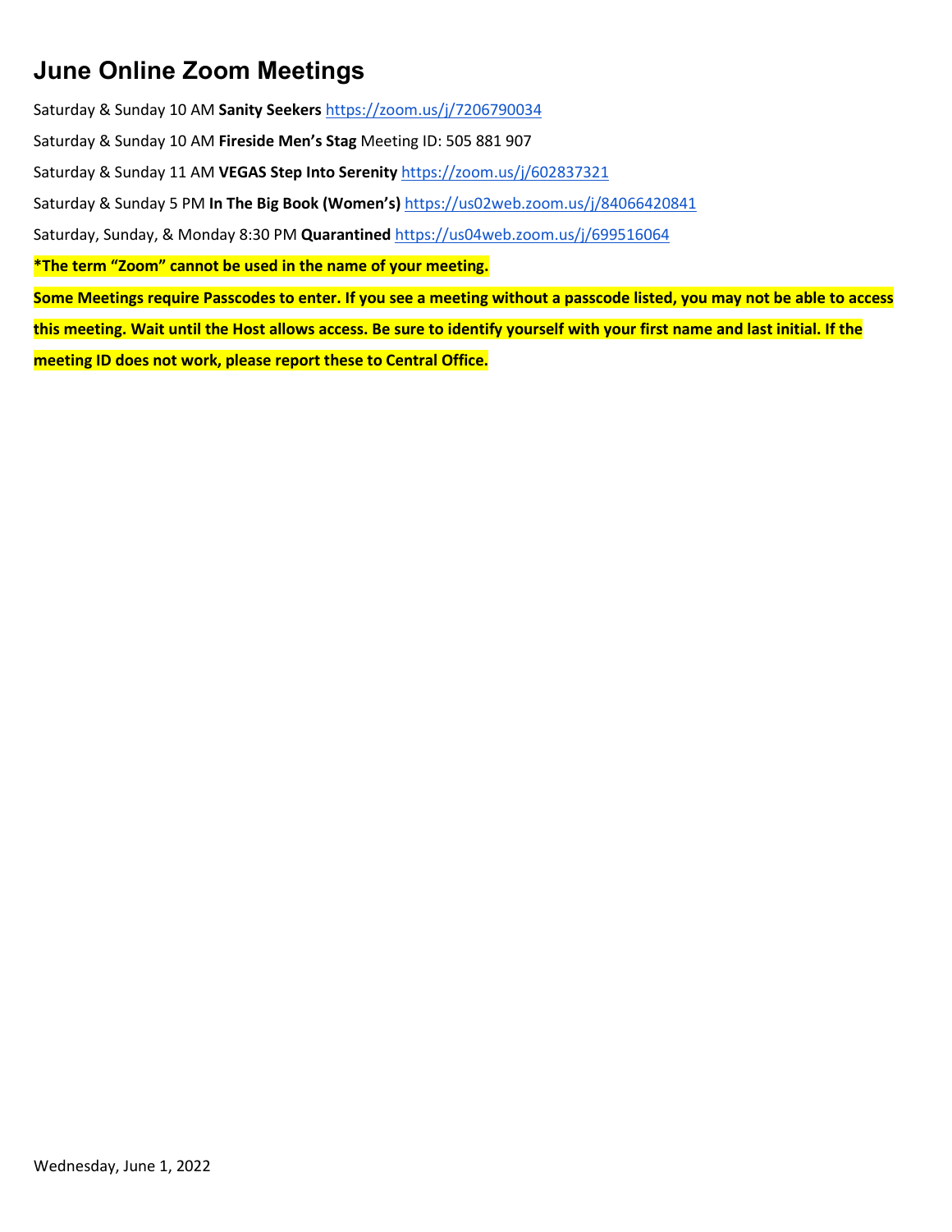## June Online Zoom Meetings

Saturday & Sunday 10 AM **Sanity Seekers** https://zoom.us/j/7206790034

Saturday & Sunday 10 AM **Fireside Men's Stag** Meeting ID: 505 881 907

Saturday & Sunday 11 AM **VEGAS Step Into Serenity** https://zoom.us/j/602837321

Saturday & Sunday 5 PM **In The Big Book (Women's)** https://us02web.zoom.us/j/84066420841

Saturday, Sunday, & Monday 8:30 PM **Quarantined** https://us04web.zoom.us/j/699516064

**\*The term "Zoom" cannot be used in the name of your meeting.**

**Some Meetings require Passcodes to enter. If you see a meeting without a passcode listed, you may not be able to access this meeting. Wait until the Host allows access. Be sure to identify yourself with your first name and last initial. If the meeting ID does not work, please report these to Central Office.**

Wednesday, June 1, 2022